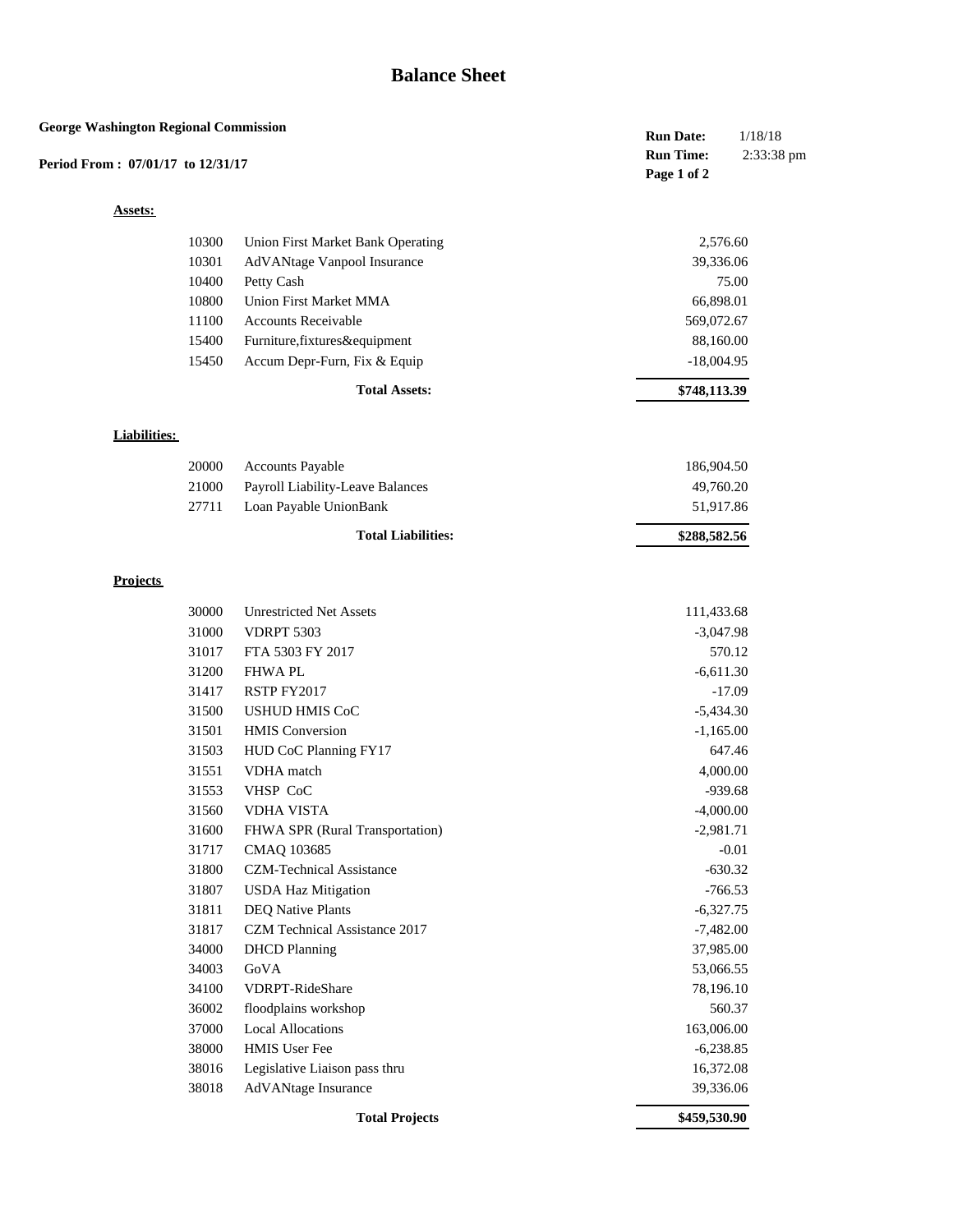# Balance Sheet

**George Washington Regional Commission**

**Period From : 07/01/17 to 12/31/17**

**Run Date:** 1/18/18
**Run Time:** 2:33:38 pm

**Assets:**

| Account | Description | Amount |
|---|---|---|
| 10300 | Union First Market Bank Operating | 2,576.60 |
| 10301 | AdVANtage Vanpool Insurance | 39,336.06 |
| 10400 | Petty Cash | 75.00 |
| 10800 | Union First Market MMA | 66,898.01 |
| 11100 | Accounts Receivable | 569,072.67 |
| 15400 | Furniture,fixtures&equipment | 88,160.00 |
| 15450 | Accum Depr-Furn, Fix & Equip | -18,004.95 |
| | **Total Assets:** | **$748,113.39** |

**Liabilities:**

| Account | Description | Amount |
|---|---|---|
| 20000 | Accounts Payable | 186,904.50 |
| 21000 | Payroll Liability-Leave Balances | 49,760.20 |
| 27711 | Loan Payable UnionBank | 51,917.86 |
| | **Total Liabilities:** | **$288,582.56** |

**Projects**

| Account | Description | Amount |
|---|---|---|
| 30000 | Unrestricted Net Assets | 111,433.68 |
| 31000 | VDRPT 5303 | -3,047.98 |
| 31017 | FTA 5303 FY 2017 | 570.12 |
| 31200 | FHWA PL | -6,611.30 |
| 31417 | RSTP FY2017 | -17.09 |
| 31500 | USHUD HMIS CoC | -5,434.30 |
| 31501 | HMIS Conversion | -1,165.00 |
| 31503 | HUD CoC Planning FY17 | 647.46 |
| 31551 | VDHA match | 4,000.00 |
| 31553 | VHSP CoC | -939.68 |
| 31560 | VDHA VISTA | -4,000.00 |
| 31600 | FHWA SPR (Rural Transportation) | -2,981.71 |
| 31717 | CMAQ 103685 | -0.01 |
| 31800 | CZM-Technical Assistance | -630.32 |
| 31807 | USDA Haz Mitigation | -766.53 |
| 31811 | DEQ Native Plants | -6,327.75 |
| 31817 | CZM Technical Assistance 2017 | -7,482.00 |
| 34000 | DHCD Planning | 37,985.00 |
| 34003 | GoVA | 53,066.55 |
| 34100 | VDRPT-RideShare | 78,196.10 |
| 36002 | floodplains workshop | 560.37 |
| 37000 | Local Allocations | 163,006.00 |
| 38000 | HMIS User Fee | -6,238.85 |
| 38016 | Legislative Liaison pass thru | 16,372.08 |
| 38018 | AdVANtage Insurance | 39,336.06 |
| | **Total Projects** | **$459,530.90** |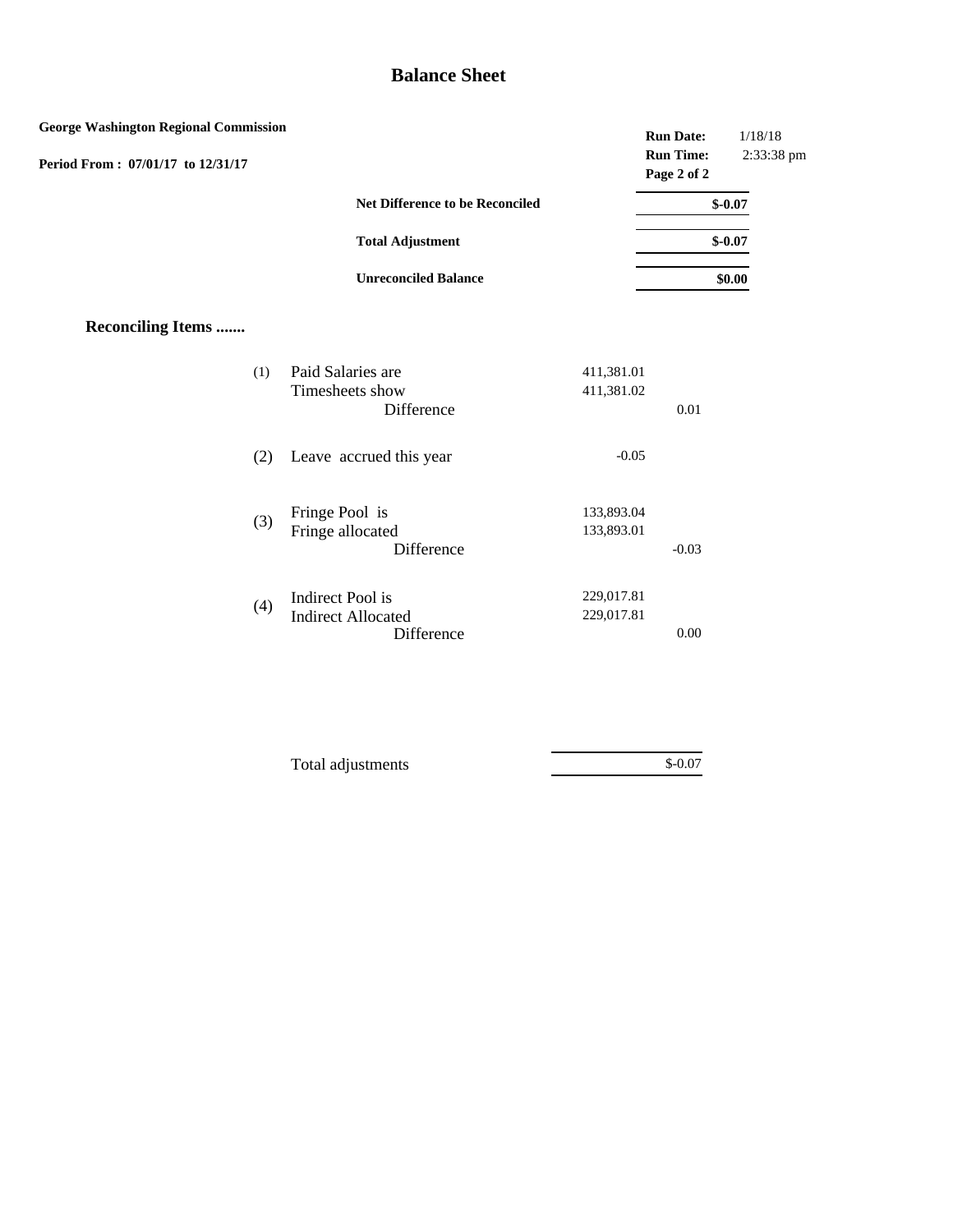# Balance Sheet

**George Washington Regional Commission**

**Period From : 07/01/17 to 12/31/17**

**Run Date:** 1/18/18
**Run Time:** 2:33:38 pm

| | |
|---|---|
| **Net Difference to be Reconciled** | **$-0.07** |
| **Total Adjustment** | **$-0.07** |
| **Unreconciled Balance** | **$0.00** |

## Reconciling Items .......

| | | | |
|---|---|---|---|
| (1) | Paid Salaries are | 411,381.01 | |
| | Timesheets show | 411,381.02 | |
| | Difference | | 0.01 |
| (2) | Leave accrued this year | -0.05 | |
| (3) | Fringe Pool is | 133,893.04 | |
| | Fringe allocated | 133,893.01 | |
| | Difference | | -0.03 |
| (4) | Indirect Pool is | 229,017.81 | |
| | Indirect Allocated | 229,017.81 | |
| | Difference | | 0.00 |

| | |
|---|---|
| Total adjustments | $-0.07 |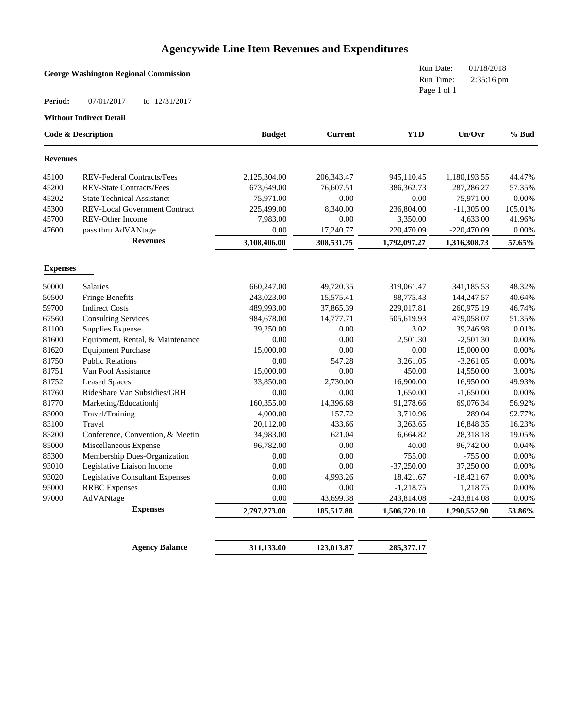# Agencywide Line Item Revenues and Expenditures

**George Washington Regional Commission**

Run Date: 01/18/2018
Run Time: 2:35:16 pm

**Period:** 07/01/2017 to 12/31/2017

**Without Indirect Detail**

| Code & Description | | Budget | Current | YTD | Un/Ovr | % Bud |
|---|---|---|---|---|---|---|
| **Revenues** | | | | | | |
| 45100 | REV-Federal Contracts/Fees | 2,125,304.00 | 206,343.47 | 945,110.45 | 1,180,193.55 | 44.47% |
| 45200 | REV-State Contracts/Fees | 673,649.00 | 76,607.51 | 386,362.73 | 287,286.27 | 57.35% |
| 45202 | State Technical Assistanct | 75,971.00 | 0.00 | 0.00 | 75,971.00 | 0.00% |
| 45300 | REV-Local Government Contract | 225,499.00 | 8,340.00 | 236,804.00 | -11,305.00 | 105.01% |
| 45700 | REV-Other Income | 7,983.00 | 0.00 | 3,350.00 | 4,633.00 | 41.96% |
| 47600 | pass thru AdVANtage | 0.00 | 17,240.77 | 220,470.09 | -220,470.09 | 0.00% |
| | **Revenues** | **3,108,406.00** | **308,531.75** | **1,792,097.27** | **1,316,308.73** | **57.65%** |
| **Expenses** | | | | | | |
| 50000 | Salaries | 660,247.00 | 49,720.35 | 319,061.47 | 341,185.53 | 48.32% |
| 50500 | Fringe Benefits | 243,023.00 | 15,575.41 | 98,775.43 | 144,247.57 | 40.64% |
| 59700 | Indirect Costs | 489,993.00 | 37,865.39 | 229,017.81 | 260,975.19 | 46.74% |
| 67560 | Consulting Services | 984,678.00 | 14,777.71 | 505,619.93 | 479,058.07 | 51.35% |
| 81100 | Supplies Expense | 39,250.00 | 0.00 | 3.02 | 39,246.98 | 0.01% |
| 81600 | Equipment, Rental, & Maintenance | 0.00 | 0.00 | 2,501.30 | -2,501.30 | 0.00% |
| 81620 | Equipment Purchase | 15,000.00 | 0.00 | 0.00 | 15,000.00 | 0.00% |
| 81750 | Public Relations | 0.00 | 547.28 | 3,261.05 | -3,261.05 | 0.00% |
| 81751 | Van Pool Assistance | 15,000.00 | 0.00 | 450.00 | 14,550.00 | 3.00% |
| 81752 | Leased Spaces | 33,850.00 | 2,730.00 | 16,900.00 | 16,950.00 | 49.93% |
| 81760 | RideShare Van Subsidies/GRH | 0.00 | 0.00 | 1,650.00 | -1,650.00 | 0.00% |
| 81770 | Marketing/Educationhj | 160,355.00 | 14,396.68 | 91,278.66 | 69,076.34 | 56.92% |
| 83000 | Travel/Training | 4,000.00 | 157.72 | 3,710.96 | 289.04 | 92.77% |
| 83100 | Travel | 20,112.00 | 433.66 | 3,263.65 | 16,848.35 | 16.23% |
| 83200 | Conference, Convention, & Meetin | 34,983.00 | 621.04 | 6,664.82 | 28,318.18 | 19.05% |
| 85000 | Miscellaneous Expense | 96,782.00 | 0.00 | 40.00 | 96,742.00 | 0.04% |
| 85300 | Membership Dues-Organization | 0.00 | 0.00 | 755.00 | -755.00 | 0.00% |
| 93010 | Legislative Liaison Income | 0.00 | 0.00 | -37,250.00 | 37,250.00 | 0.00% |
| 93020 | Legislative Consultant Expenses | 0.00 | 4,993.26 | 18,421.67 | -18,421.67 | 0.00% |
| 95000 | RRBC Expenses | 0.00 | 0.00 | -1,218.75 | 1,218.75 | 0.00% |
| 97000 | AdVANtage | 0.00 | 43,699.38 | 243,814.08 | -243,814.08 | 0.00% |
| | **Expenses** | **2,797,273.00** | **185,517.88** | **1,506,720.10** | **1,290,552.90** | **53.86%** |
| | **Agency Balance** | **311,133.00** | **123,013.87** | **285,377.17** | | |